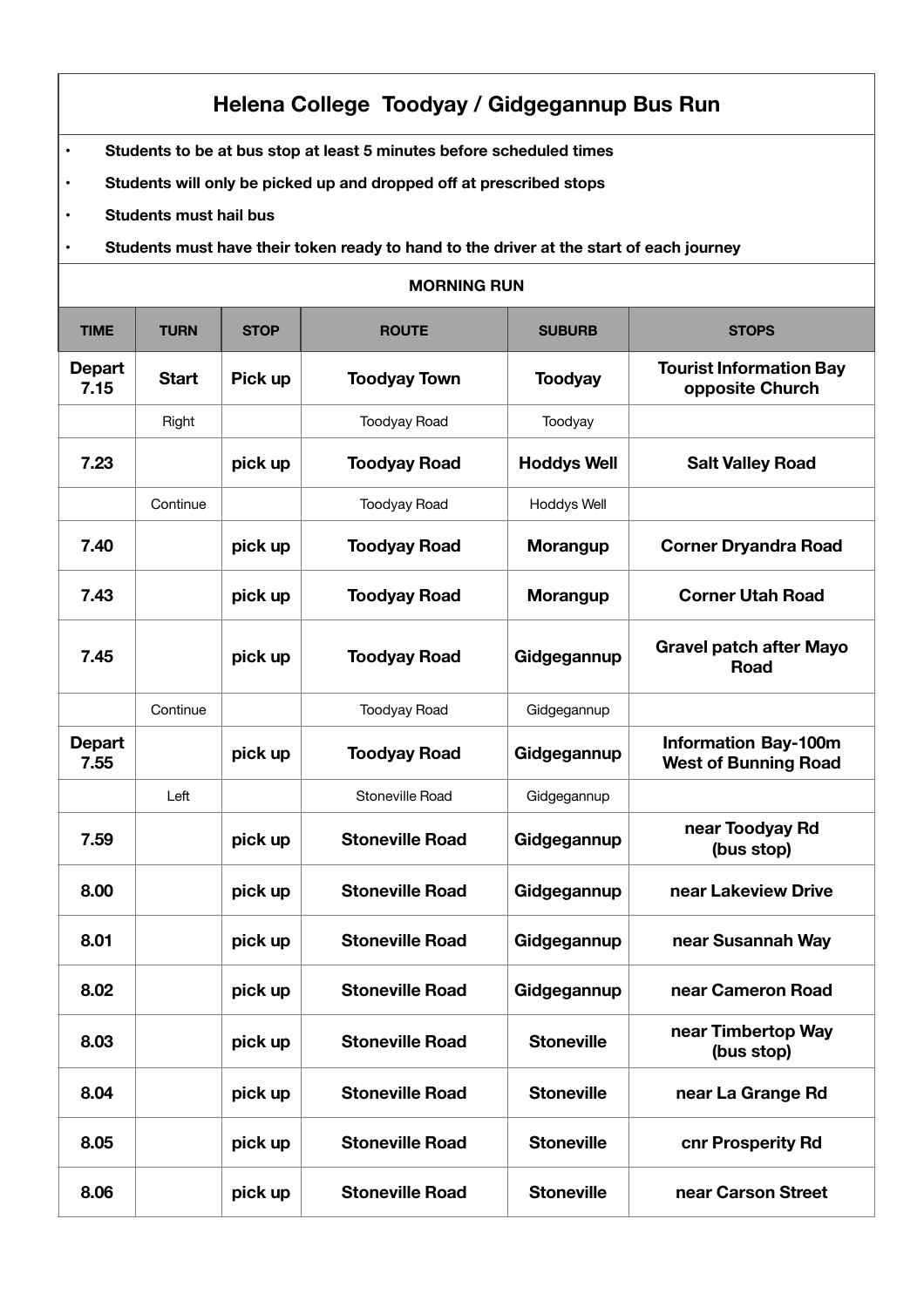# Helena College Toodyay / Gidgegannup Bus Run

- **Students to be at bus stop at least 5 minutes before scheduled times**
- **Students will only be picked up and dropped off at prescribed stops**
- **Students must hail bus**
- **Students must have their token ready to hand to the driver at the start of each journey**

## MORNING RUN

| TIME | TURN | STOP | ROUTE | SUBURB | STOPS |
|---|---|---|---|---|---|
| **Depart 7.15** | **Start** | **Pick up** | **Toodyay Town** | **Toodyay** | **Tourist Information Bay opposite Church** |
| | Right | | Toodyay Road | Toodyay | |
| **7.23** | | **pick up** | **Toodyay Road** | **Hoddys Well** | **Salt Valley Road** |
| | Continue | | Toodyay Road | Hoddys Well | |
| **7.40** | | **pick up** | **Toodyay Road** | **Morangup** | **Corner Dryandra Road** |
| **7.43** | | **pick up** | **Toodyay Road** | **Morangup** | **Corner Utah Road** |
| **7.45** | | **pick up** | **Toodyay Road** | **Gidgegannup** | **Gravel patch after Mayo Road** |
| | Continue | | Toodyay Road | Gidgegannup | |
| **Depart 7.55** | | **pick up** | **Toodyay Road** | **Gidgegannup** | **Information Bay-100m West of Bunning Road** |
| | Left | | Stoneville Road | Gidgegannup | |
| **7.59** | | **pick up** | **Stoneville Road** | **Gidgegannup** | **near Toodyay Rd (bus stop)** |
| **8.00** | | **pick up** | **Stoneville Road** | **Gidgegannup** | **near Lakeview Drive** |
| **8.01** | | **pick up** | **Stoneville Road** | **Gidgegannup** | **near Susannah Way** |
| **8.02** | | **pick up** | **Stoneville Road** | **Gidgegannup** | **near Cameron Road** |
| **8.03** | | **pick up** | **Stoneville Road** | **Stoneville** | **near Timbertop Way (bus stop)** |
| **8.04** | | **pick up** | **Stoneville Road** | **Stoneville** | **near La Grange Rd** |
| **8.05** | | **pick up** | **Stoneville Road** | **Stoneville** | **cnr Prosperity Rd** |
| **8.06** | | **pick up** | **Stoneville Road** | **Stoneville** | **near Carson Street** |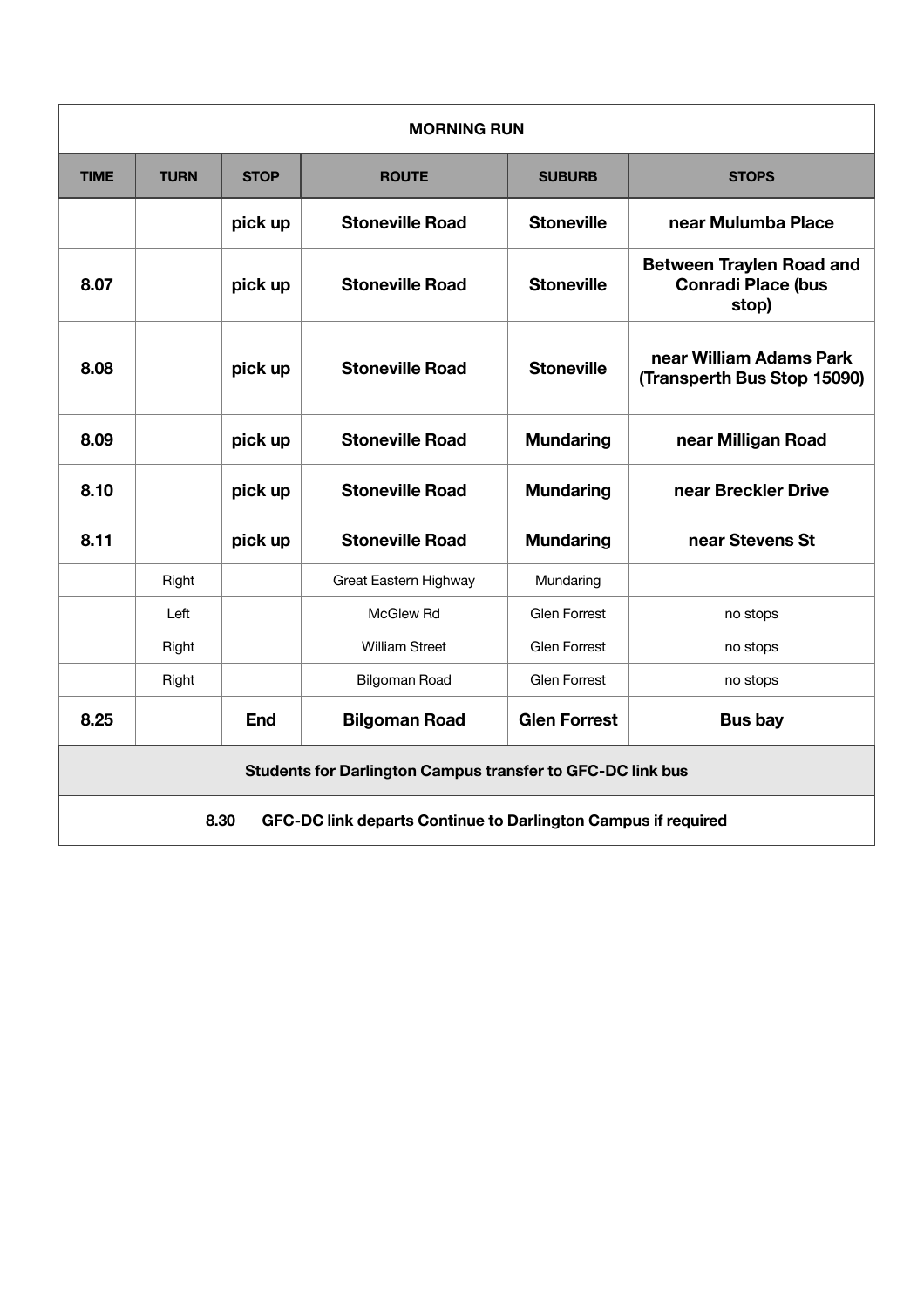| MORNING RUN | | | | | |
|---|---|---|---|---|---|
| **TIME** | **TURN** | **STOP** | **ROUTE** | **SUBURB** | **STOPS** |
| | | **pick up** | **Stoneville Road** | **Stoneville** | **near Mulumba Place** |
| **8.07** | | **pick up** | **Stoneville Road** | **Stoneville** | **Between Traylen Road and Conradi Place (bus stop)** |
| **8.08** | | **pick up** | **Stoneville Road** | **Stoneville** | **near William Adams Park (Transperth Bus Stop 15090)** |
| **8.09** | | **pick up** | **Stoneville Road** | **Mundaring** | **near Milligan Road** |
| **8.10** | | **pick up** | **Stoneville Road** | **Mundaring** | **near Breckler Drive** |
| **8.11** | | **pick up** | **Stoneville Road** | **Mundaring** | **near Stevens St** |
| | Right | | Great Eastern Highway | Mundaring | |
| | Left | | McGlew Rd | Glen Forrest | no stops |
| | Right | | William Street | Glen Forrest | no stops |
| | Right | | Bilgoman Road | Glen Forrest | no stops |
| **8.25** | | **End** | **Bilgoman Road** | **Glen Forrest** | **Bus bay** |
| **Students for Darlington Campus transfer to GFC-DC link bus** | | | | | |
| **8.30 GFC-DC link departs Continue to Darlington Campus if required** | | | | | |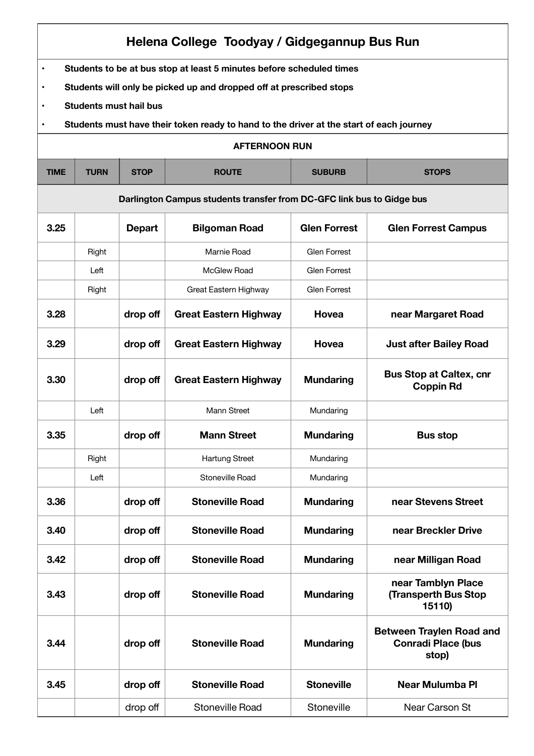# Helena College Toodyay / Gidgegannup Bus Run

- **Students to be at bus stop at least 5 minutes before scheduled times**
- **Students will only be picked up and dropped off at prescribed stops**
- **Students must hail bus**
- **Students must have their token ready to hand to the driver at the start of each journey**

## AFTERNOON RUN

| TIME | TURN | STOP | ROUTE | SUBURB | STOPS |
|---|---|---|---|---|---|
| **Darlington Campus students transfer from DC-GFC link bus to Gidge bus** | | | | | |
| **3.25** | | **Depart** | **Bilgoman Road** | **Glen Forrest** | **Glen Forrest Campus** |
| | Right | | Marnie Road | Glen Forrest | |
| | Left | | McGlew Road | Glen Forrest | |
| | Right | | Great Eastern Highway | Glen Forrest | |
| **3.28** | | **drop off** | **Great Eastern Highway** | **Hovea** | **near Margaret Road** |
| **3.29** | | **drop off** | **Great Eastern Highway** | **Hovea** | **Just after Bailey Road** |
| **3.30** | | **drop off** | **Great Eastern Highway** | **Mundaring** | **Bus Stop at Caltex, cnr Coppin Rd** |
| | Left | | Mann Street | Mundaring | |
| **3.35** | | **drop off** | **Mann Street** | **Mundaring** | **Bus stop** |
| | Right | | Hartung Street | Mundaring | |
| | Left | | Stoneville Road | Mundaring | |
| **3.36** | | **drop off** | **Stoneville Road** | **Mundaring** | **near Stevens Street** |
| **3.40** | | **drop off** | **Stoneville Road** | **Mundaring** | **near Breckler Drive** |
| **3.42** | | **drop off** | **Stoneville Road** | **Mundaring** | **near Milligan Road** |
| **3.43** | | **drop off** | **Stoneville Road** | **Mundaring** | **near Tamblyn Place (Transperth Bus Stop 15110)** |
| **3.44** | | **drop off** | **Stoneville Road** | **Mundaring** | **Between Traylen Road and Conradi Place (bus stop)** |
| **3.45** | | **drop off** | **Stoneville Road** | **Stoneville** | **Near Mulumba Pl** |
| | | drop off | Stoneville Road | Stoneville | Near Carson St |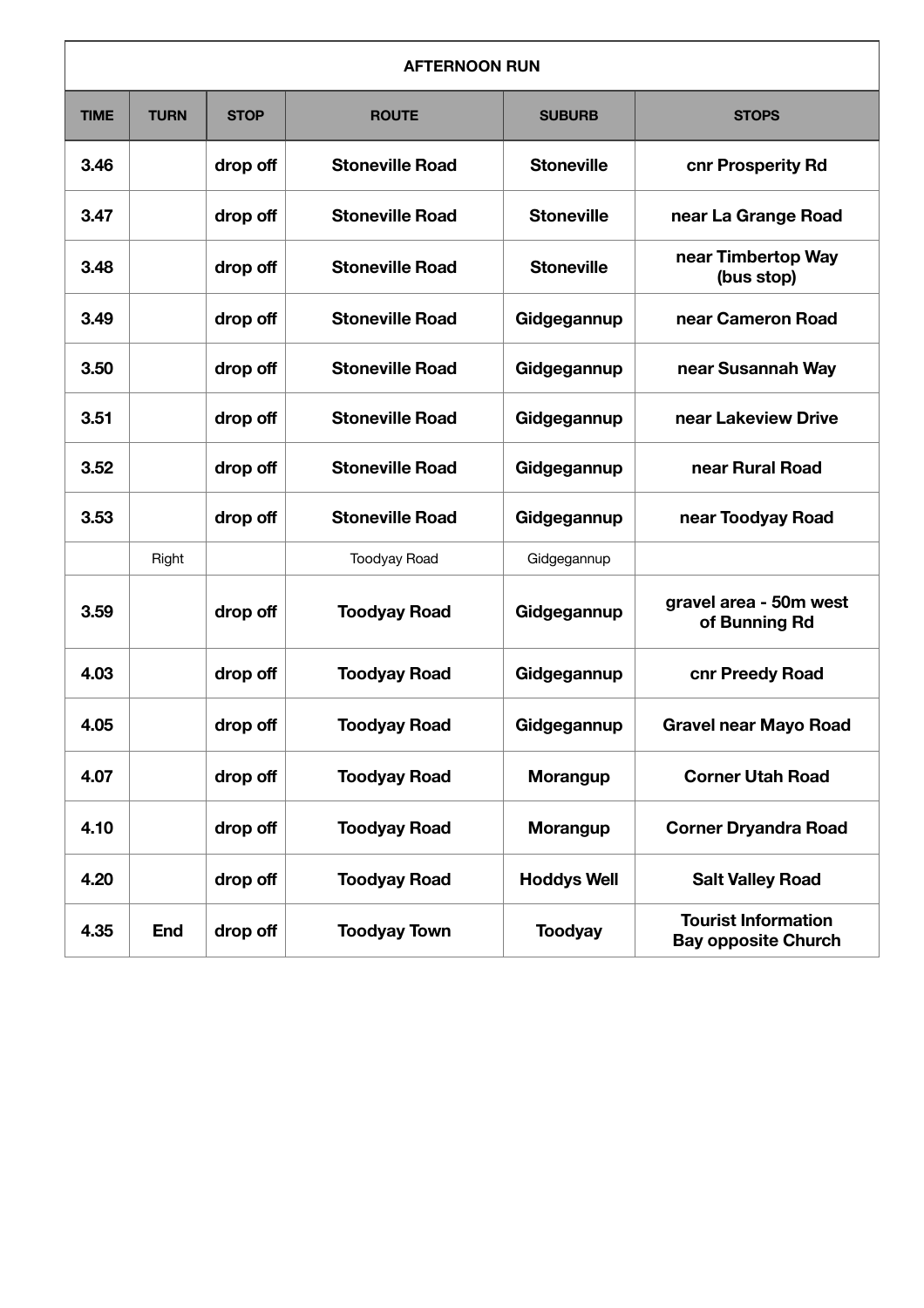| AFTERNOON RUN | | | | | |
|---|---|---|---|---|---|
| **TIME** | **TURN** | **STOP** | **ROUTE** | **SUBURB** | **STOPS** |
| **3.46** | | **drop off** | **Stoneville Road** | **Stoneville** | **cnr Prosperity Rd** |
| **3.47** | | **drop off** | **Stoneville Road** | **Stoneville** | **near La Grange Road** |
| **3.48** | | **drop off** | **Stoneville Road** | **Stoneville** | **near Timbertop Way (bus stop)** |
| **3.49** | | **drop off** | **Stoneville Road** | **Gidgegannup** | **near Cameron Road** |
| **3.50** | | **drop off** | **Stoneville Road** | **Gidgegannup** | **near Susannah Way** |
| **3.51** | | **drop off** | **Stoneville Road** | **Gidgegannup** | **near Lakeview Drive** |
| **3.52** | | **drop off** | **Stoneville Road** | **Gidgegannup** | **near Rural Road** |
| **3.53** | | **drop off** | **Stoneville Road** | **Gidgegannup** | **near Toodyay Road** |
| | Right | | Toodyay Road | Gidgegannup | |
| **3.59** | | **drop off** | **Toodyay Road** | **Gidgegannup** | **gravel area - 50m west of Bunning Rd** |
| **4.03** | | **drop off** | **Toodyay Road** | **Gidgegannup** | **cnr Preedy Road** |
| **4.05** | | **drop off** | **Toodyay Road** | **Gidgegannup** | **Gravel near Mayo Road** |
| **4.07** | | **drop off** | **Toodyay Road** | **Morangup** | **Corner Utah Road** |
| **4.10** | | **drop off** | **Toodyay Road** | **Morangup** | **Corner Dryandra Road** |
| **4.20** | | **drop off** | **Toodyay Road** | **Hoddys Well** | **Salt Valley Road** |
| **4.35** | **End** | **drop off** | **Toodyay Town** | **Toodyay** | **Tourist Information Bay opposite Church** |